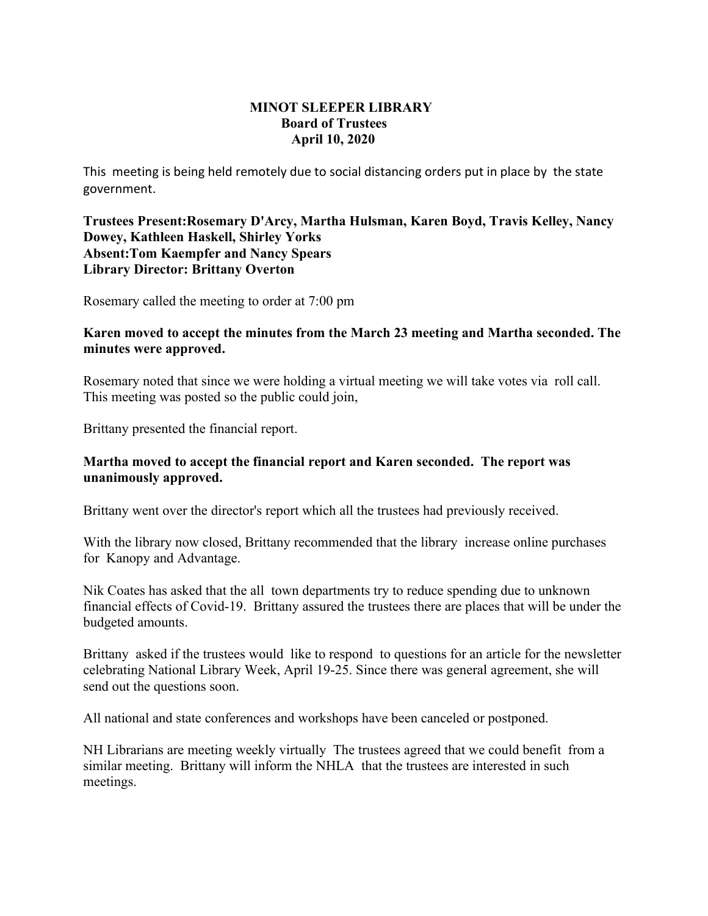**MINOT SLEEPER LIBRARY**
**Board of Trustees**
**April 10, 2020**

This meeting is being held remotely due to social distancing orders put in place by the state government.

**Trustees Present:Rosemary D'Arcy, Martha Hulsman, Karen Boyd, Travis Kelley, Nancy Dowey, Kathleen Haskell, Shirley Yorks**
**Absent:Tom Kaempfer and Nancy Spears**
**Library Director: Brittany Overton**

Rosemary called the meeting to order at 7:00 pm

**Karen moved to accept the minutes from the March 23 meeting and Martha seconded. The minutes were approved.**

Rosemary noted that since we were holding a virtual meeting we will take votes via roll call. This meeting was posted so the public could join,

Brittany presented the financial report.

**Martha moved to accept the financial report and Karen seconded. The report was unanimously approved.**

Brittany went over the director's report which all the trustees had previously received.

With the library now closed, Brittany recommended that the library increase online purchases for Kanopy and Advantage.

Nik Coates has asked that the all town departments try to reduce spending due to unknown financial effects of Covid-19. Brittany assured the trustees there are places that will be under the budgeted amounts.

Brittany asked if the trustees would like to respond to questions for an article for the newsletter celebrating National Library Week, April 19-25. Since there was general agreement, she will send out the questions soon.

All national and state conferences and workshops have been canceled or postponed.

NH Librarians are meeting weekly virtually The trustees agreed that we could benefit from a similar meeting. Brittany will inform the NHLA that the trustees are interested in such meetings.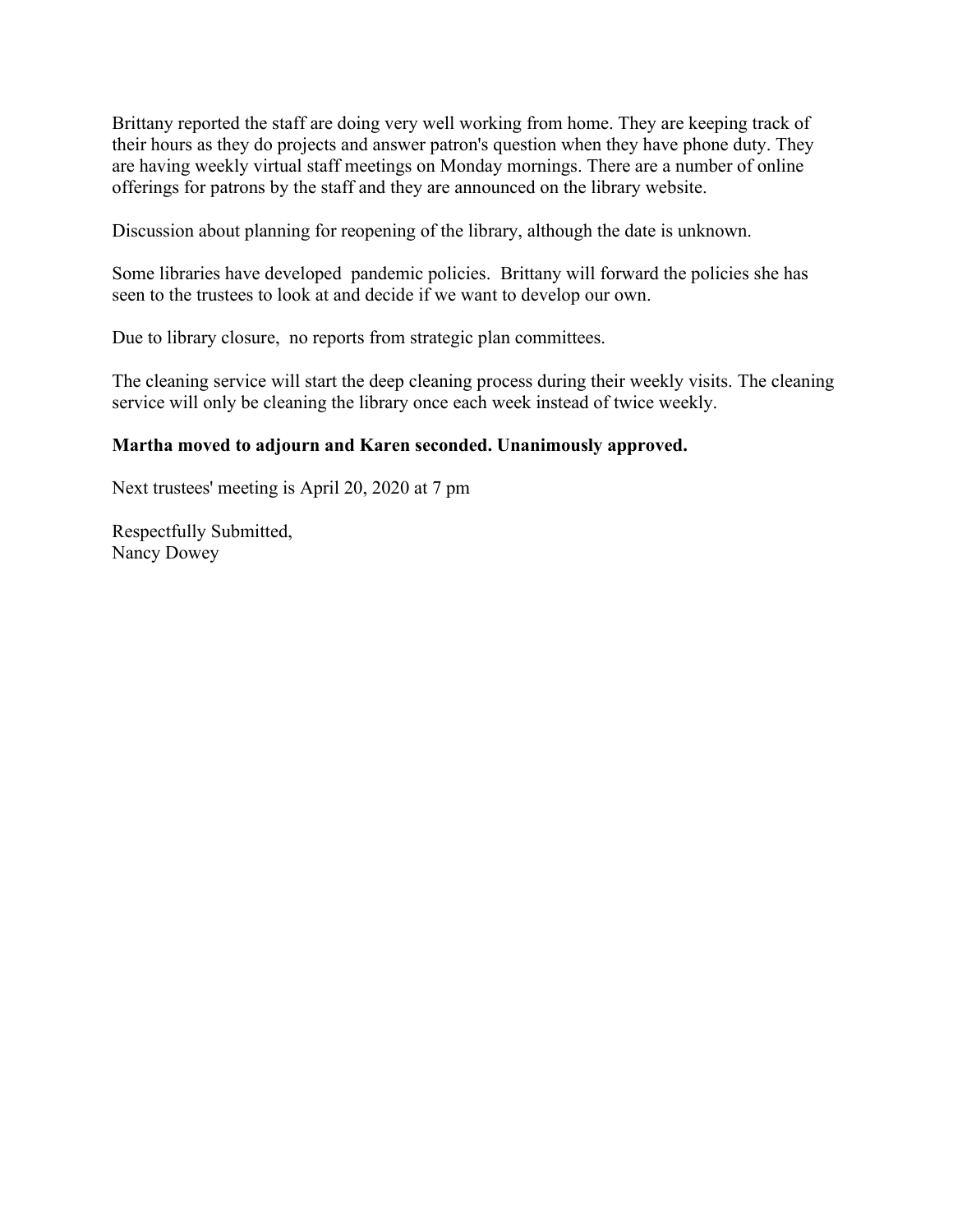Brittany reported the staff are doing very well working from home. They are keeping track of their hours as they do projects and answer patron's question when they have phone duty. They are having weekly virtual staff meetings on Monday mornings. There are a number of online offerings for patrons by the staff and they are announced on the library website.

Discussion about planning for reopening of the library, although the date is unknown.

Some libraries have developed pandemic policies. Brittany will forward the policies she has seen to the trustees to look at and decide if we want to develop our own.

Due to library closure, no reports from strategic plan committees.

The cleaning service will start the deep cleaning process during their weekly visits. The cleaning service will only be cleaning the library once each week instead of twice weekly.

**Martha moved to adjourn and Karen seconded. Unanimously approved.**

Next trustees' meeting is April 20, 2020 at 7 pm

Respectfully Submitted,
Nancy Dowey